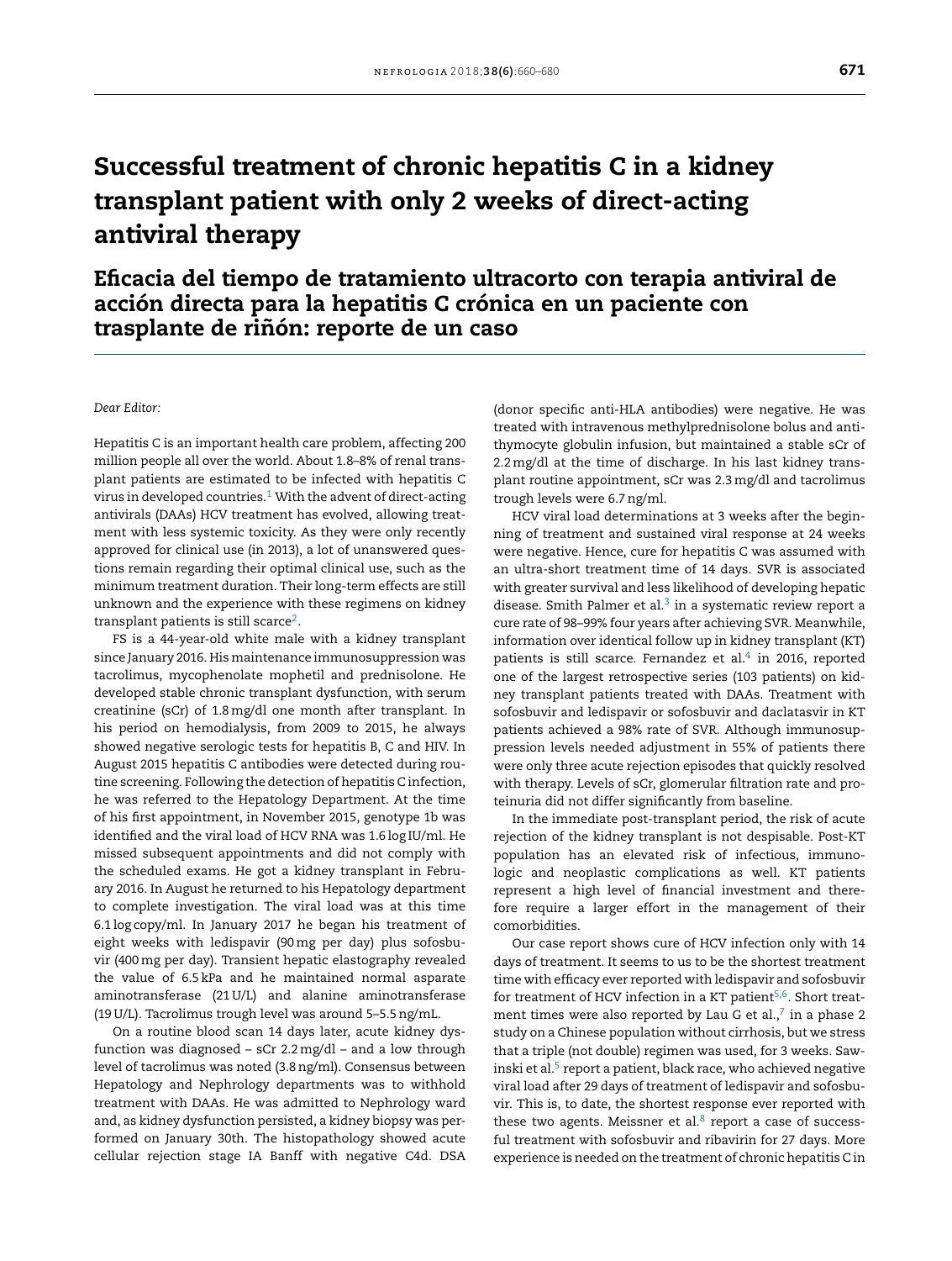# Successful treatment of chronic hepatitis C in a kidney transplant patient with only 2 weeks of direct-acting antiviral therapy

## Eficacia del tiempo de tratamiento ultracorto con terapia antiviral de acción directa para la hepatitis C crónica en un paciente con trasplante de riñón: reporte de un caso

*Dear Editor:*

Hepatitis C is an important health care problem, affecting 200 million people all over the world. About 1.8–8% of renal transplant patients are estimated to be infected with hepatitis C virus in developed countries.[1] With the advent of direct-acting antivirals (DAAs) HCV treatment has evolved, allowing treatment with less systemic toxicity. As they were only recently approved for clinical use (in 2013), a lot of unanswered questions remain regarding their optimal clinical use, such as the minimum treatment duration. Their long-term effects are still unknown and the experience with these regimens on kidney transplant patients is still scarce[2].

FS is a 44-year-old white male with a kidney transplant since January 2016. His maintenance immunosuppression was tacrolimus, mycophenolate mophetil and prednisolone. He developed stable chronic transplant dysfunction, with serum creatinine (sCr) of 1.8 mg/dl one month after transplant. In his period on hemodialysis, from 2009 to 2015, he always showed negative serologic tests for hepatitis B, C and HIV. In August 2015 hepatitis C antibodies were detected during routine screening. Following the detection of hepatitis C infection, he was referred to the Hepatology Department. At the time of his first appointment, in November 2015, genotype 1b was identified and the viral load of HCV RNA was 1.6 log IU/ml. He missed subsequent appointments and did not comply with the scheduled exams. He got a kidney transplant in February 2016. In August he returned to his Hepatology department to complete investigation. The viral load was at this time 6.1 log copy/ml. In January 2017 he began his treatment of eight weeks with ledispavir (90 mg per day) plus sofosbuvir (400 mg per day). Transient hepatic elastography revealed the value of 6.5 kPa and he maintained normal asparate aminotransferase (21 U/L) and alanine aminotransferase (19 U/L). Tacrolimus trough level was around 5–5.5 ng/mL.

On a routine blood scan 14 days later, acute kidney dysfunction was diagnosed – sCr 2.2 mg/dl – and a low through level of tacrolimus was noted (3.8 ng/ml). Consensus between Hepatology and Nephrology departments was to withhold treatment with DAAs. He was admitted to Nephrology ward and, as kidney dysfunction persisted, a kidney biopsy was performed on January 30th. The histopathology showed acute cellular rejection stage IA Banff with negative C4d. DSA (donor specific anti-HLA antibodies) were negative. He was treated with intravenous methylprednisolone bolus and antithymocyte globulin infusion, but maintained a stable sCr of 2.2 mg/dl at the time of discharge. In his last kidney transplant routine appointment, sCr was 2.3 mg/dl and tacrolimus trough levels were 6.7 ng/ml.

HCV viral load determinations at 3 weeks after the beginning of treatment and sustained viral response at 24 weeks were negative. Hence, cure for hepatitis C was assumed with an ultra-short treatment time of 14 days. SVR is associated with greater survival and less likelihood of developing hepatic disease. Smith Palmer et al.[3] in a systematic review report a cure rate of 98–99% four years after achieving SVR. Meanwhile, information over identical follow up in kidney transplant (KT) patients is still scarce. Fernandez et al.[4] in 2016, reported one of the largest retrospective series (103 patients) on kidney transplant patients treated with DAAs. Treatment with sofosbuvir and ledispavir or sofosbuvir and daclatasvir in KT patients achieved a 98% rate of SVR. Although immunosuppression levels needed adjustment in 55% of patients there were only three acute rejection episodes that quickly resolved with therapy. Levels of sCr, glomerular filtration rate and proteinuria did not differ significantly from baseline.

In the immediate post-transplant period, the risk of acute rejection of the kidney transplant is not despisable. Post-KT population has an elevated risk of infectious, immunologic and neoplastic complications as well. KT patients represent a high level of financial investment and therefore require a larger effort in the management of their comorbidities.

Our case report shows cure of HCV infection only with 14 days of treatment. It seems to us to be the shortest treatment time with efficacy ever reported with ledispavir and sofosbuvir for treatment of HCV infection in a KT patient[5,6]. Short treatment times were also reported by Lau G et al.,[7] in a phase 2 study on a Chinese population without cirrhosis, but we stress that a triple (not double) regimen was used, for 3 weeks. Sawinski et al.[5] report a patient, black race, who achieved negative viral load after 29 days of treatment of ledispavir and sofosbuvir. This is, to date, the shortest response ever reported with these two agents. Meissner et al.[8] report a case of successful treatment with sofosbuvir and ribavirin for 27 days. More experience is needed on the treatment of chronic hepatitis C in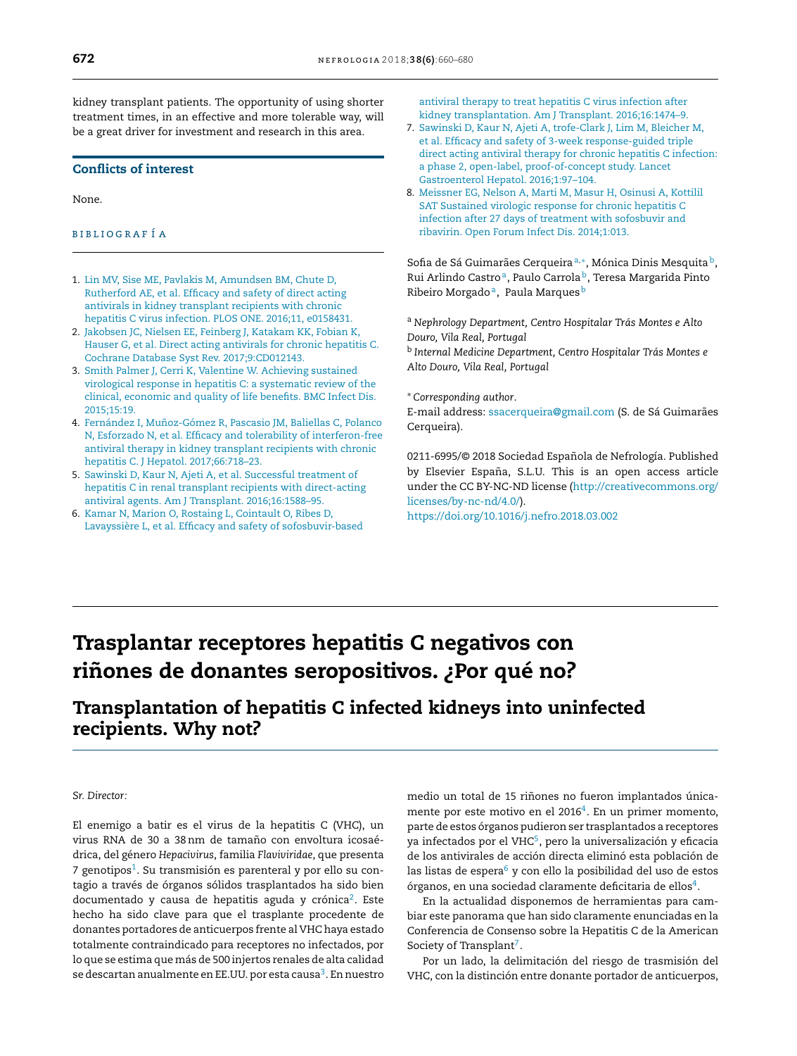kidney transplant patients. The opportunity of using shorter treatment times, in an effective and more tolerable way, will be a great driver for investment and research in this area.

## Conflicts of interest

None.

## BIBLIOGRAFÍA

1. Lin MV, Sise ME, Pavlakis M, Amundsen BM, Chute D, Rutherford AE, et al. Efficacy and safety of direct acting antivirals in kidney transplant recipients with chronic hepatitis C virus infection. PLOS ONE. 2016;11, e0158431.
2. Jakobsen JC, Nielsen EE, Feinberg J, Katakam KK, Fobian K, Hauser G, et al. Direct acting antivirals for chronic hepatitis C. Cochrane Database Syst Rev. 2017;9:CD012143.
3. Smith Palmer J, Cerri K, Valentine W. Achieving sustained virological response in hepatitis C: a systematic review of the clinical, economic and quality of life benefits. BMC Infect Dis. 2015;15:19.
4. Fernández I, Muñoz-Gómez R, Pascasio JM, Baliellas C, Polanco N, Esforzado N, et al. Efficacy and tolerability of interferon-free antiviral therapy in kidney transplant recipients with chronic hepatitis C. J Hepatol. 2017;66:718–23.
5. Sawinski D, Kaur N, Ajeti A, et al. Successful treatment of hepatitis C in renal transplant recipients with direct-acting antiviral agents. Am J Transplant. 2016;16:1588–95.
6. Kamar N, Marion O, Rostaing L, Cointault O, Ribes D, Lavayssière L, et al. Efficacy and safety of sofosbuvir-based antiviral therapy to treat hepatitis C virus infection after kidney transplantation. Am J Transplant. 2016;16:1474–9.
7. Sawinski D, Kaur N, Ajeti A, trofe-Clark J, Lim M, Bleicher M, et al. Efficacy and safety of 3-week response-guided triple direct acting antiviral therapy for chronic hepatitis C infection: a phase 2, open-label, proof-of-concept study. Lancet Gastroenterol Hepatol. 2016;1:97–104.
8. Meissner EG, Nelson A, Marti M, Masur H, Osinusi A, Kottilil SAT Sustained virologic response for chronic hepatitis C infection after 27 days of treatment with sofosbuvir and ribavirin. Open Forum Infect Dis. 2014;1:013.

Sofia de Sá Guimarães Cerqueira[a,*], Mónica Dinis Mesquita[b], Rui Arlindo Castro[a], Paulo Carrola[b], Teresa Margarida Pinto Ribeiro Morgado[a], Paula Marques[b]

[a] *Nephrology Department, Centro Hospitalar Trás Montes e Alto Douro, Vila Real, Portugal*

[b] *Internal Medicine Department, Centro Hospitalar Trás Montes e Alto Douro, Vila Real, Portugal*

\* *Corresponding author.*

E-mail address: ssacerqueira@gmail.com (S. de Sá Guimarães Cerqueira).

0211-6995/© 2018 Sociedad Española de Nefrología. Published by Elsevier España, S.L.U. This is an open access article under the CC BY-NC-ND license (http://creativecommons.org/licenses/by-nc-nd/4.0/).

https://doi.org/10.1016/j.nefro.2018.03.002

# Trasplantar receptores hepatitis C negativos con riñones de donantes seropositivos. ¿Por qué no?

## Transplantation of hepatitis C infected kidneys into uninfected recipients. Why not?

*Sr. Director:*

El enemigo a batir es el virus de la hepatitis C (VHC), un virus RNA de 30 a 38 nm de tamaño con envoltura icosaédrica, del género *Hepacivirus*, familia *Flaviviridae*, que presenta 7 genotipos[1]. Su transmisión es parenteral y por ello su contagio a través de órganos sólidos trasplantados ha sido bien documentado y causa de hepatitis aguda y crónica[2]. Este hecho ha sido clave para que el trasplante procedente de donantes portadores de anticuerpos frente al VHC haya estado totalmente contraindicado para receptores no infectados, por lo que se estima que más de 500 injertos renales de alta calidad se descartan anualmente en EE.UU. por esta causa[3]. En nuestro medio un total de 15 riñones no fueron implantados únicamente por este motivo en el 2016[4]. En un primer momento, parte de estos órganos pudieron ser trasplantados a receptores ya infectados por el VHC[5], pero la universalización y eficacia de los antivirales de acción directa eliminó esta población de las listas de espera[6] y con ello la posibilidad del uso de estos órganos, en una sociedad claramente deficitaria de ellos[4].

En la actualidad disponemos de herramientas para cambiar este panorama que han sido claramente enunciadas en la Conferencia de Consenso sobre la Hepatitis C de la American Society of Transplant[7].

Por un lado, la delimitación del riesgo de trasmisión del VHC, con la distinción entre donante portador de anticuerpos,